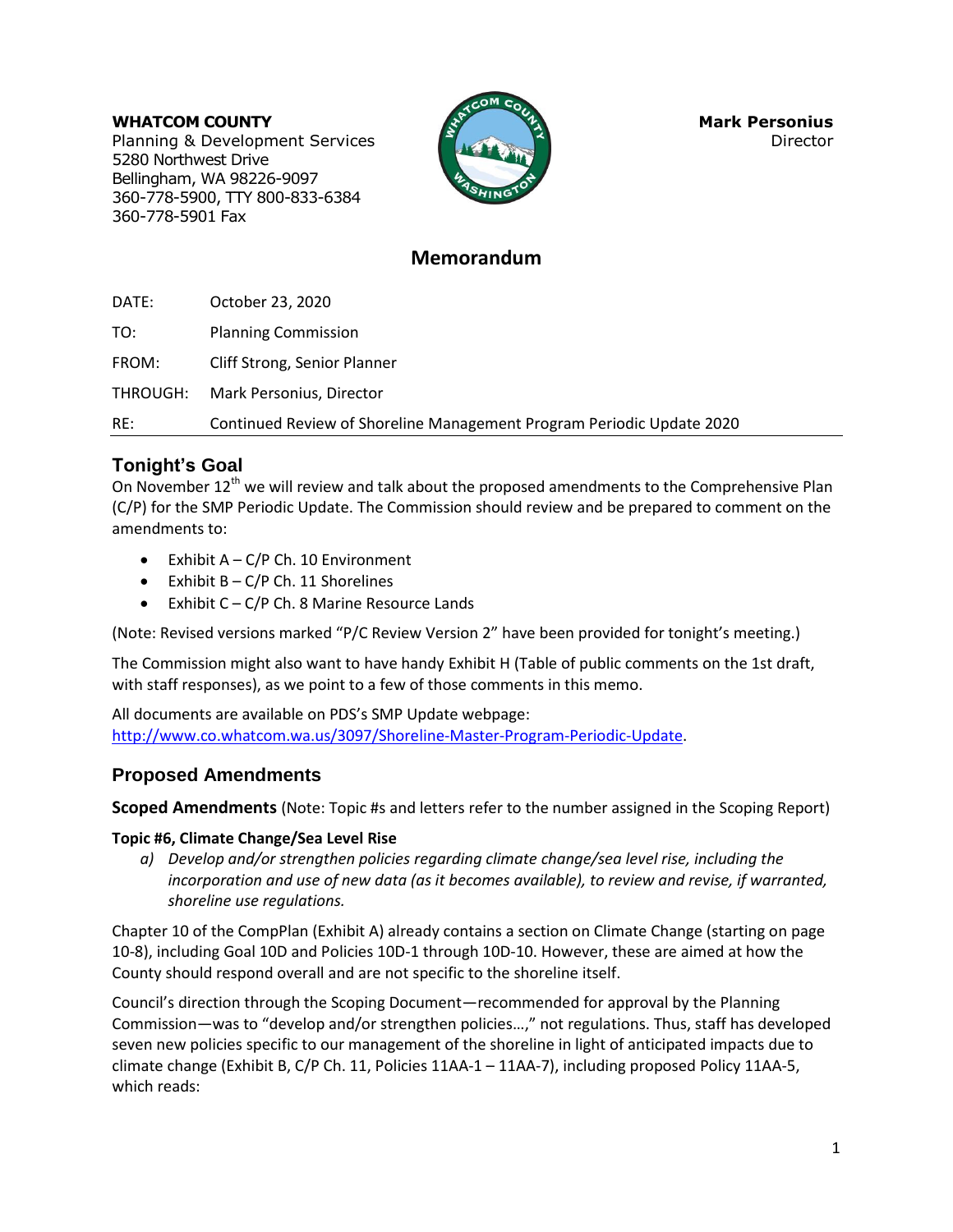**WHATCOM COUNTY**
Planning & Development Services
5280 Northwest Drive
Bellingham, WA 98226-9097
360-778-5900, TTY 800-833-6384
360-778-5901 Fax

**Mark Personius**
Director

# Memorandum

DATE: October 23, 2020

TO: Planning Commission

FROM: Cliff Strong, Senior Planner

THROUGH: Mark Personius, Director

RE: Continued Review of Shoreline Management Program Periodic Update 2020

## Tonight's Goal

On November 12th we will review and talk about the proposed amendments to the Comprehensive Plan (C/P) for the SMP Periodic Update. The Commission should review and be prepared to comment on the amendments to:

- Exhibit A – C/P Ch. 10 Environment
- Exhibit B – C/P Ch. 11 Shorelines
- Exhibit C – C/P Ch. 8 Marine Resource Lands

(Note: Revised versions marked "P/C Review Version 2" have been provided for tonight's meeting.)

The Commission might also want to have handy Exhibit H (Table of public comments on the 1st draft, with staff responses), as we point to a few of those comments in this memo.

All documents are available on PDS's SMP Update webpage: http://www.co.whatcom.wa.us/3097/Shoreline-Master-Program-Periodic-Update.

## Proposed Amendments

**Scoped Amendments** (Note: Topic #s and letters refer to the number assigned in the Scoping Report)

### Topic #6, Climate Change/Sea Level Rise

a) *Develop and/or strengthen policies regarding climate change/sea level rise, including the incorporation and use of new data (as it becomes available), to review and revise, if warranted, shoreline use regulations.*

Chapter 10 of the CompPlan (Exhibit A) already contains a section on Climate Change (starting on page 10-8), including Goal 10D and Policies 10D-1 through 10D-10. However, these are aimed at how the County should respond overall and are not specific to the shoreline itself.

Council's direction through the Scoping Document—recommended for approval by the Planning Commission—was to "develop and/or strengthen policies…," not regulations. Thus, staff has developed seven new policies specific to our management of the shoreline in light of anticipated impacts due to climate change (Exhibit B, C/P Ch. 11, Policies 11AA-1 – 11AA-7), including proposed Policy 11AA-5, which reads: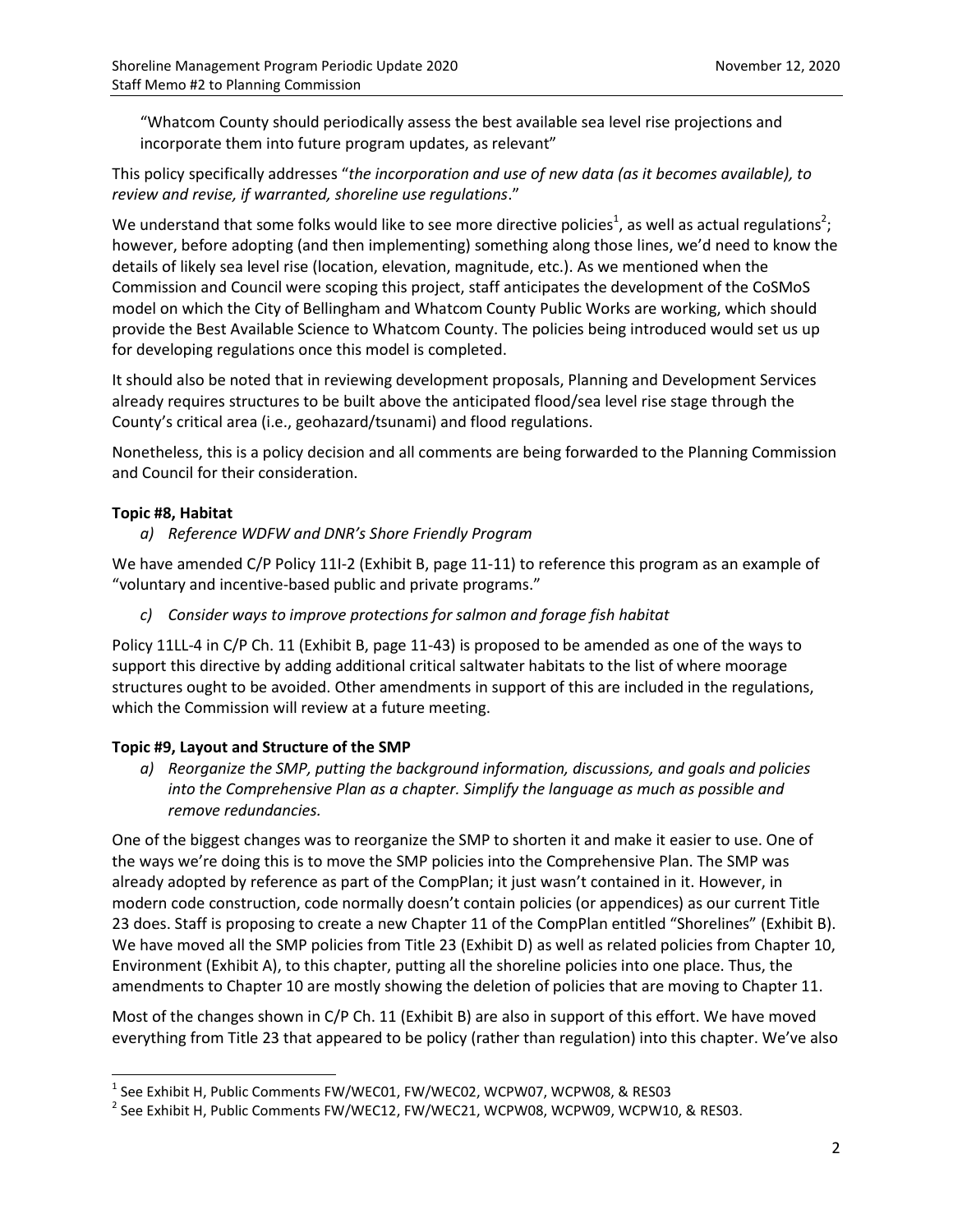"Whatcom County should periodically assess the best available sea level rise projections and incorporate them into future program updates, as relevant"

This policy specifically addresses "*the incorporation and use of new data (as it becomes available), to review and revise, if warranted, shoreline use regulations*."

We understand that some folks would like to see more directive policies[1], as well as actual regulations[2]; however, before adopting (and then implementing) something along those lines, we'd need to know the details of likely sea level rise (location, elevation, magnitude, etc.). As we mentioned when the Commission and Council were scoping this project, staff anticipates the development of the CoSMoS model on which the City of Bellingham and Whatcom County Public Works are working, which should provide the Best Available Science to Whatcom County. The policies being introduced would set us up for developing regulations once this model is completed.

It should also be noted that in reviewing development proposals, Planning and Development Services already requires structures to be built above the anticipated flood/sea level rise stage through the County's critical area (i.e., geohazard/tsunami) and flood regulations.

Nonetheless, this is a policy decision and all comments are being forwarded to the Planning Commission and Council for their consideration.

**Topic #8, Habitat**

*a) Reference WDFW and DNR's Shore Friendly Program*

We have amended C/P Policy 11I-2 (Exhibit B, page 11-11) to reference this program as an example of "voluntary and incentive-based public and private programs."

*c) Consider ways to improve protections for salmon and forage fish habitat*

Policy 11LL-4 in C/P Ch. 11 (Exhibit B, page 11-43) is proposed to be amended as one of the ways to support this directive by adding additional critical saltwater habitats to the list of where moorage structures ought to be avoided. Other amendments in support of this are included in the regulations, which the Commission will review at a future meeting.

**Topic #9, Layout and Structure of the SMP**

*a) Reorganize the SMP, putting the background information, discussions, and goals and policies into the Comprehensive Plan as a chapter. Simplify the language as much as possible and remove redundancies.*

One of the biggest changes was to reorganize the SMP to shorten it and make it easier to use. One of the ways we're doing this is to move the SMP policies into the Comprehensive Plan. The SMP was already adopted by reference as part of the CompPlan; it just wasn't contained in it. However, in modern code construction, code normally doesn't contain policies (or appendices) as our current Title 23 does. Staff is proposing to create a new Chapter 11 of the CompPlan entitled "Shorelines" (Exhibit B). We have moved all the SMP policies from Title 23 (Exhibit D) as well as related policies from Chapter 10, Environment (Exhibit A), to this chapter, putting all the shoreline policies into one place. Thus, the amendments to Chapter 10 are mostly showing the deletion of policies that are moving to Chapter 11.

Most of the changes shown in C/P Ch. 11 (Exhibit B) are also in support of this effort. We have moved everything from Title 23 that appeared to be policy (rather than regulation) into this chapter. We've also

[1] See Exhibit H, Public Comments FW/WEC01, FW/WEC02, WCPW07, WCPW08, & RES03

[2] See Exhibit H, Public Comments FW/WEC12, FW/WEC21, WCPW08, WCPW09, WCPW10, & RES03.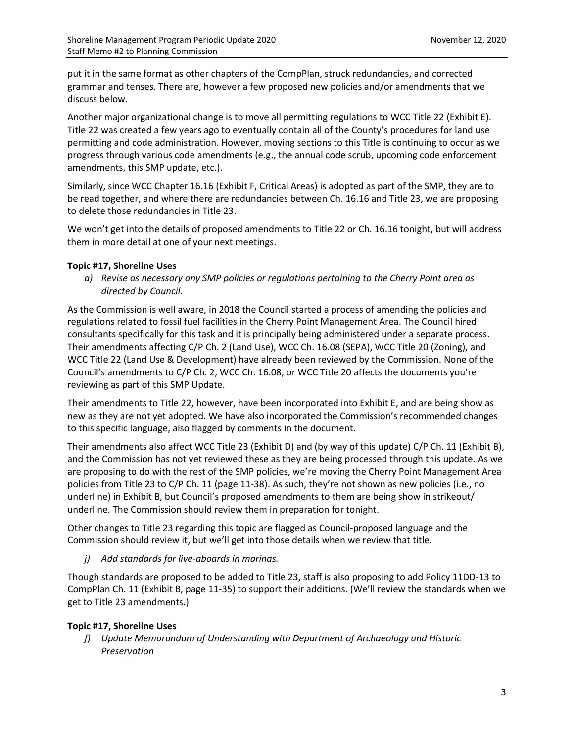put it in the same format as other chapters of the CompPlan, struck redundancies, and corrected grammar and tenses. There are, however a few proposed new policies and/or amendments that we discuss below.

Another major organizational change is to move all permitting regulations to WCC Title 22 (Exhibit E). Title 22 was created a few years ago to eventually contain all of the County's procedures for land use permitting and code administration. However, moving sections to this Title is continuing to occur as we progress through various code amendments (e.g., the annual code scrub, upcoming code enforcement amendments, this SMP update, etc.).

Similarly, since WCC Chapter 16.16 (Exhibit F, Critical Areas) is adopted as part of the SMP, they are to be read together, and where there are redundancies between Ch. 16.16 and Title 23, we are proposing to delete those redundancies in Title 23.

We won't get into the details of proposed amendments to Title 22 or Ch. 16.16 tonight, but will address them in more detail at one of your next meetings.

**Topic #17, Shoreline Uses**

*a) Revise as necessary any SMP policies or regulations pertaining to the Cherry Point area as directed by Council.*

As the Commission is well aware, in 2018 the Council started a process of amending the policies and regulations related to fossil fuel facilities in the Cherry Point Management Area. The Council hired consultants specifically for this task and it is principally being administered under a separate process. Their amendments affecting C/P Ch. 2 (Land Use), WCC Ch. 16.08 (SEPA), WCC Title 20 (Zoning), and WCC Title 22 (Land Use & Development) have already been reviewed by the Commission. None of the Council's amendments to C/P Ch. 2, WCC Ch. 16.08, or WCC Title 20 affects the documents you're reviewing as part of this SMP Update.

Their amendments to Title 22, however, have been incorporated into Exhibit E, and are being show as new as they are not yet adopted. We have also incorporated the Commission's recommended changes to this specific language, also flagged by comments in the document.

Their amendments also affect WCC Title 23 (Exhibit D) and (by way of this update) C/P Ch. 11 (Exhibit B), and the Commission has not yet reviewed these as they are being processed through this update. As we are proposing to do with the rest of the SMP policies, we're moving the Cherry Point Management Area policies from Title 23 to C/P Ch. 11 (page 11-38). As such, they're not shown as new policies (i.e., no underline) in Exhibit B, but Council's proposed amendments to them are being show in strikeout/ underline. The Commission should review them in preparation for tonight.

Other changes to Title 23 regarding this topic are flagged as Council-proposed language and the Commission should review it, but we'll get into those details when we review that title.

*j) Add standards for live-aboards in marinas.*

Though standards are proposed to be added to Title 23, staff is also proposing to add Policy 11DD-13 to CompPlan Ch. 11 (Exhibit B, page 11-35) to support their additions. (We'll review the standards when we get to Title 23 amendments.)

**Topic #17, Shoreline Uses**

*f) Update Memorandum of Understanding with Department of Archaeology and Historic Preservation*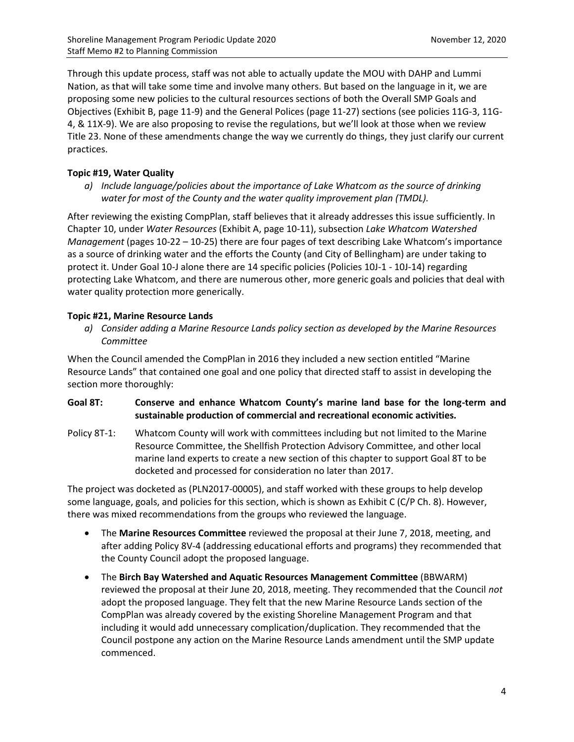Through this update process, staff was not able to actually update the MOU with DAHP and Lummi Nation, as that will take some time and involve many others. But based on the language in it, we are proposing some new policies to the cultural resources sections of both the Overall SMP Goals and Objectives (Exhibit B, page 11-9) and the General Polices (page 11-27) sections (see policies 11G-3, 11G-4, & 11X-9). We are also proposing to revise the regulations, but we'll look at those when we review Title 23. None of these amendments change the way we currently do things, they just clarify our current practices.

**Topic #19, Water Quality**

a) *Include language/policies about the importance of Lake Whatcom as the source of drinking water for most of the County and the water quality improvement plan (TMDL).*

After reviewing the existing CompPlan, staff believes that it already addresses this issue sufficiently. In Chapter 10, under *Water Resources* (Exhibit A, page 10-11), subsection *Lake Whatcom Watershed Management* (pages 10-22 – 10-25) there are four pages of text describing Lake Whatcom's importance as a source of drinking water and the efforts the County (and City of Bellingham) are under taking to protect it. Under Goal 10-J alone there are 14 specific policies (Policies 10J-1 - 10J-14) regarding protecting Lake Whatcom, and there are numerous other, more generic goals and policies that deal with water quality protection more generically.

**Topic #21, Marine Resource Lands**

a) *Consider adding a Marine Resource Lands policy section as developed by the Marine Resources Committee*

When the Council amended the CompPlan in 2016 they included a new section entitled "Marine Resource Lands" that contained one goal and one policy that directed staff to assist in developing the section more thoroughly:

**Goal 8T: Conserve and enhance Whatcom County's marine land base for the long-term and sustainable production of commercial and recreational economic activities.**

Policy 8T-1: Whatcom County will work with committees including but not limited to the Marine Resource Committee, the Shellfish Protection Advisory Committee, and other local marine land experts to create a new section of this chapter to support Goal 8T to be docketed and processed for consideration no later than 2017.

The project was docketed as (PLN2017-00005), and staff worked with these groups to help develop some language, goals, and policies for this section, which is shown as Exhibit C (C/P Ch. 8). However, there was mixed recommendations from the groups who reviewed the language.

- The **Marine Resources Committee** reviewed the proposal at their June 7, 2018, meeting, and after adding Policy 8V-4 (addressing educational efforts and programs) they recommended that the County Council adopt the proposed language.
- The **Birch Bay Watershed and Aquatic Resources Management Committee** (BBWARM) reviewed the proposal at their June 20, 2018, meeting. They recommended that the Council *not* adopt the proposed language. They felt that the new Marine Resource Lands section of the CompPlan was already covered by the existing Shoreline Management Program and that including it would add unnecessary complication/duplication. They recommended that the Council postpone any action on the Marine Resource Lands amendment until the SMP update commenced.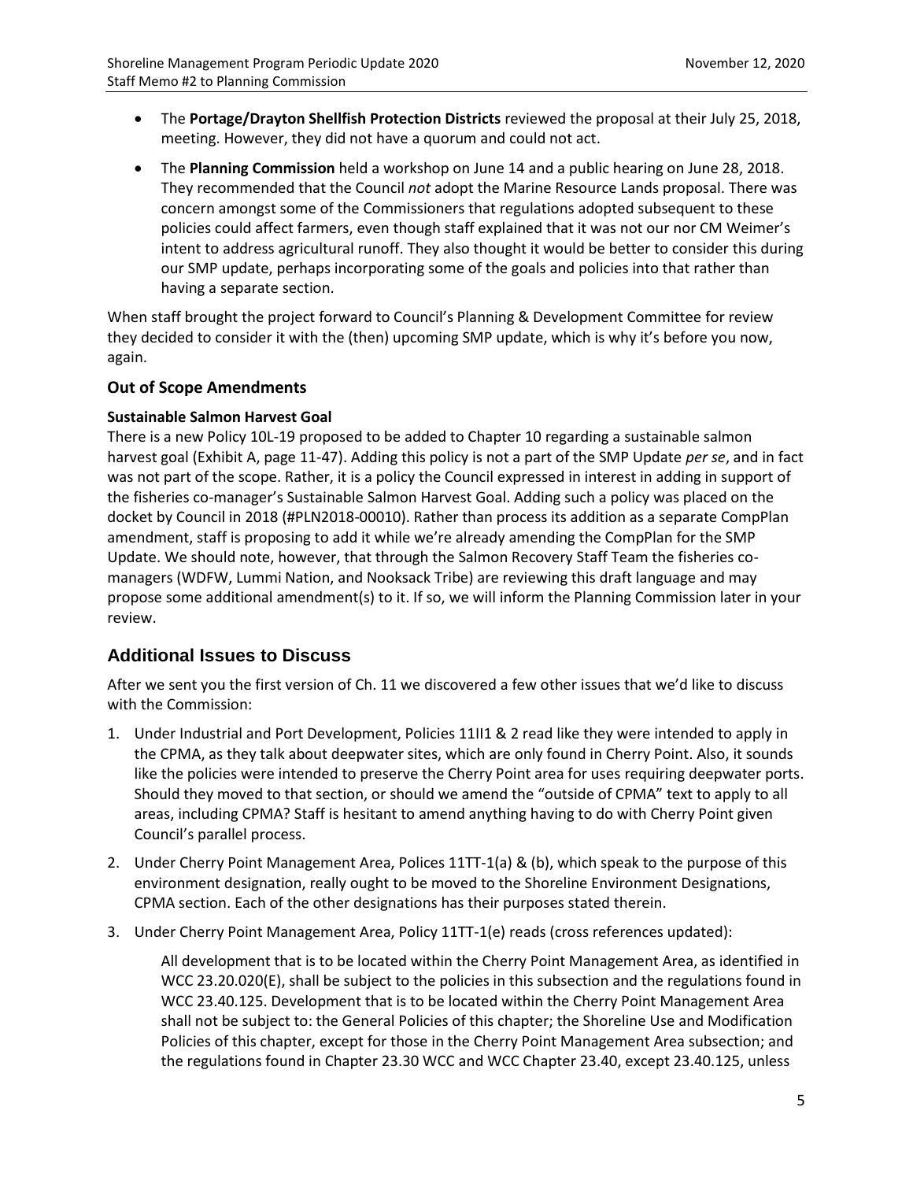- The **Portage/Drayton Shellfish Protection Districts** reviewed the proposal at their July 25, 2018, meeting. However, they did not have a quorum and could not act.
- The **Planning Commission** held a workshop on June 14 and a public hearing on June 28, 2018. They recommended that the Council *not* adopt the Marine Resource Lands proposal. There was concern amongst some of the Commissioners that regulations adopted subsequent to these policies could affect farmers, even though staff explained that it was not our nor CM Weimer's intent to address agricultural runoff. They also thought it would be better to consider this during our SMP update, perhaps incorporating some of the goals and policies into that rather than having a separate section.

When staff brought the project forward to Council's Planning & Development Committee for review they decided to consider it with the (then) upcoming SMP update, which is why it's before you now, again.

### Out of Scope Amendments

#### Sustainable Salmon Harvest Goal

There is a new Policy 10L-19 proposed to be added to Chapter 10 regarding a sustainable salmon harvest goal (Exhibit A, page 11-47). Adding this policy is not a part of the SMP Update *per se*, and in fact was not part of the scope. Rather, it is a policy the Council expressed in interest in adding in support of the fisheries co-manager's Sustainable Salmon Harvest Goal. Adding such a policy was placed on the docket by Council in 2018 (#PLN2018-00010). Rather than process its addition as a separate CompPlan amendment, staff is proposing to add it while we're already amending the CompPlan for the SMP Update. We should note, however, that through the Salmon Recovery Staff Team the fisheries co-managers (WDFW, Lummi Nation, and Nooksack Tribe) are reviewing this draft language and may propose some additional amendment(s) to it. If so, we will inform the Planning Commission later in your review.

## Additional Issues to Discuss

After we sent you the first version of Ch. 11 we discovered a few other issues that we'd like to discuss with the Commission:

1. Under Industrial and Port Development, Policies 11II1 & 2 read like they were intended to apply in the CPMA, as they talk about deepwater sites, which are only found in Cherry Point. Also, it sounds like the policies were intended to preserve the Cherry Point area for uses requiring deepwater ports. Should they moved to that section, or should we amend the "outside of CPMA" text to apply to all areas, including CPMA? Staff is hesitant to amend anything having to do with Cherry Point given Council's parallel process.
2. Under Cherry Point Management Area, Polices 11TT-1(a) & (b), which speak to the purpose of this environment designation, really ought to be moved to the Shoreline Environment Designations, CPMA section. Each of the other designations has their purposes stated therein.
3. Under Cherry Point Management Area, Policy 11TT-1(e) reads (cross references updated):

   All development that is to be located within the Cherry Point Management Area, as identified in WCC 23.20.020(E), shall be subject to the policies in this subsection and the regulations found in WCC 23.40.125. Development that is to be located within the Cherry Point Management Area shall not be subject to: the General Policies of this chapter; the Shoreline Use and Modification Policies of this chapter, except for those in the Cherry Point Management Area subsection; and the regulations found in Chapter 23.30 WCC and WCC Chapter 23.40, except 23.40.125, unless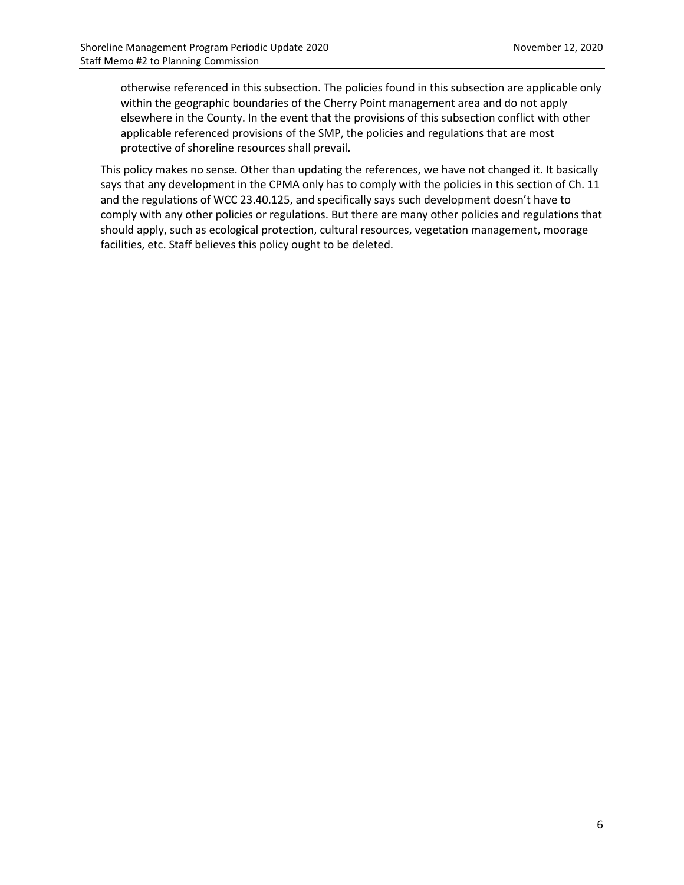otherwise referenced in this subsection. The policies found in this subsection are applicable only within the geographic boundaries of the Cherry Point management area and do not apply elsewhere in the County. In the event that the provisions of this subsection conflict with other applicable referenced provisions of the SMP, the policies and regulations that are most protective of shoreline resources shall prevail.

This policy makes no sense. Other than updating the references, we have not changed it. It basically says that any development in the CPMA only has to comply with the policies in this section of Ch. 11 and the regulations of WCC 23.40.125, and specifically says such development doesn't have to comply with any other policies or regulations. But there are many other policies and regulations that should apply, such as ecological protection, cultural resources, vegetation management, moorage facilities, etc. Staff believes this policy ought to be deleted.